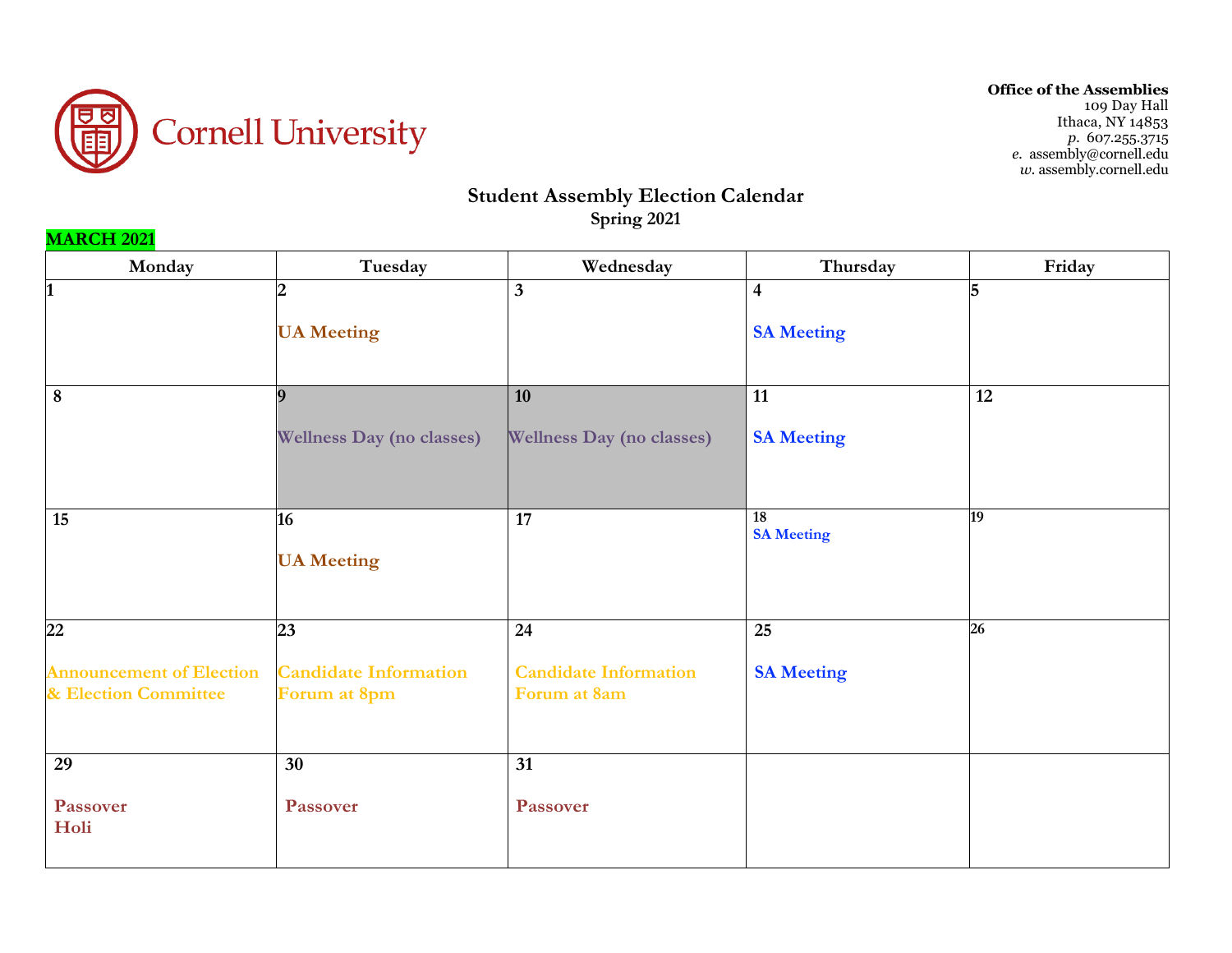Cornell University

**Office of the Assemblies**
109 Day Hall
Ithaca, NY 14853
*p.* 607.255.3715
*e.* assembly@cornell.edu
*w.* assembly.cornell.edu

## Student Assembly Election Calendar

### Spring 2021

**MARCH 2021**

| Monday | Tuesday | Wednesday | Thursday | Friday |
|---|---|---|---|---|
| **1** | **2** UA Meeting | **3** | **4** SA Meeting | **5** |
| **8** | **9** Wellness Day (no classes) | **10** Wellness Day (no classes) | **11** SA Meeting | **12** |
| **15** | **16** UA Meeting | **17** | **18** SA Meeting | **19** |
| **22** Announcement of Election & Election Committee | **23** Candidate Information Forum at 8pm | **24** Candidate Information Forum at 8am | **25** SA Meeting | **26** |
| **29** Passover Holi | **30** Passover | **31** Passover | | |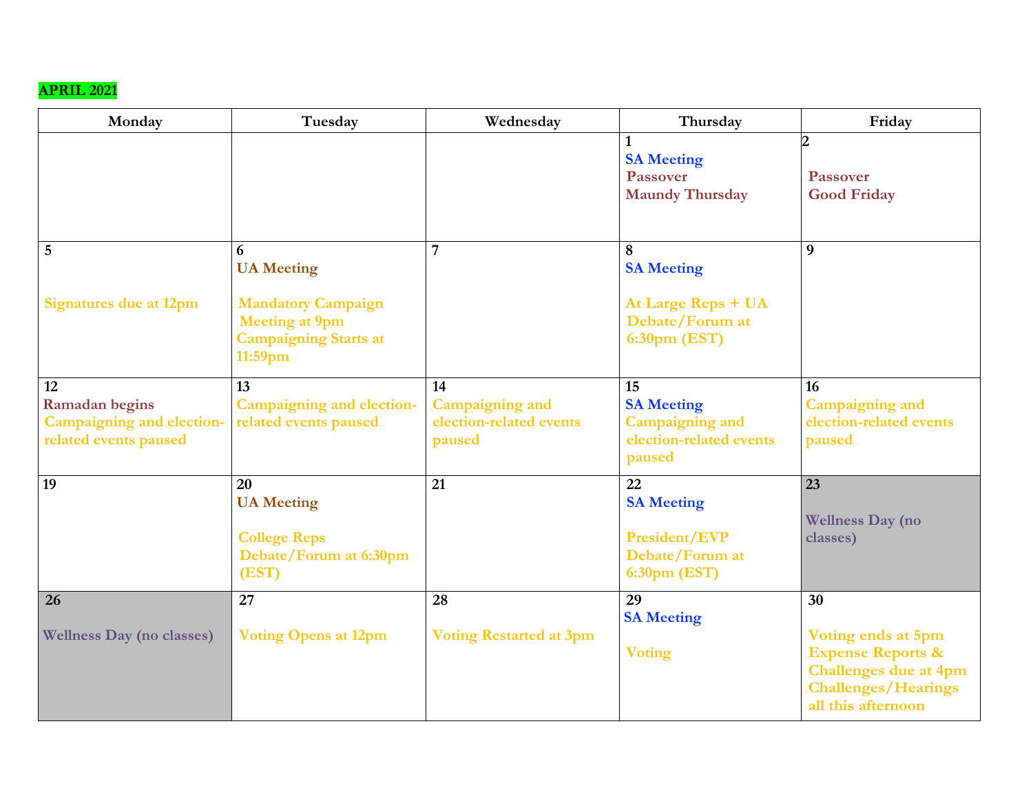**APRIL 2021**

| Monday | Tuesday | Wednesday | Thursday | Friday |
|---|---|---|---|---|
| | | | 1<br>SA Meeting<br>Passover<br>Maundy Thursday | 2<br>Passover<br>Good Friday |
| 5<br>Signatures due at 12pm | 6<br>UA Meeting<br>Mandatory Campaign Meeting at 9pm<br>Campaigning Starts at 11:59pm | 7 | 8<br>SA Meeting<br>At Large Reps + UA Debate/Forum at 6:30pm (EST) | 9 |
| 12<br>Ramadan begins<br>Campaigning and election-related events paused | 13<br>Campaigning and election-related events paused | 14<br>Campaigning and election-related events paused | 15<br>SA Meeting<br>Campaigning and election-related events paused | 16<br>Campaigning and election-related events paused |
| 19 | 20<br>UA Meeting<br>College Reps Debate/Forum at 6:30pm (EST) | 21 | 22<br>SA Meeting<br>President/EVP Debate/Forum at 6:30pm (EST) | 23<br>Wellness Day (no classes) |
| 26<br>Wellness Day (no classes) | 27<br>Voting Opens at 12pm | 28<br>Voting Restarted at 3pm | 29<br>SA Meeting<br>Voting | 30<br>Voting ends at 5pm<br>Expense Reports & Challenges due at 4pm<br>Challenges/Hearings all this afternoon |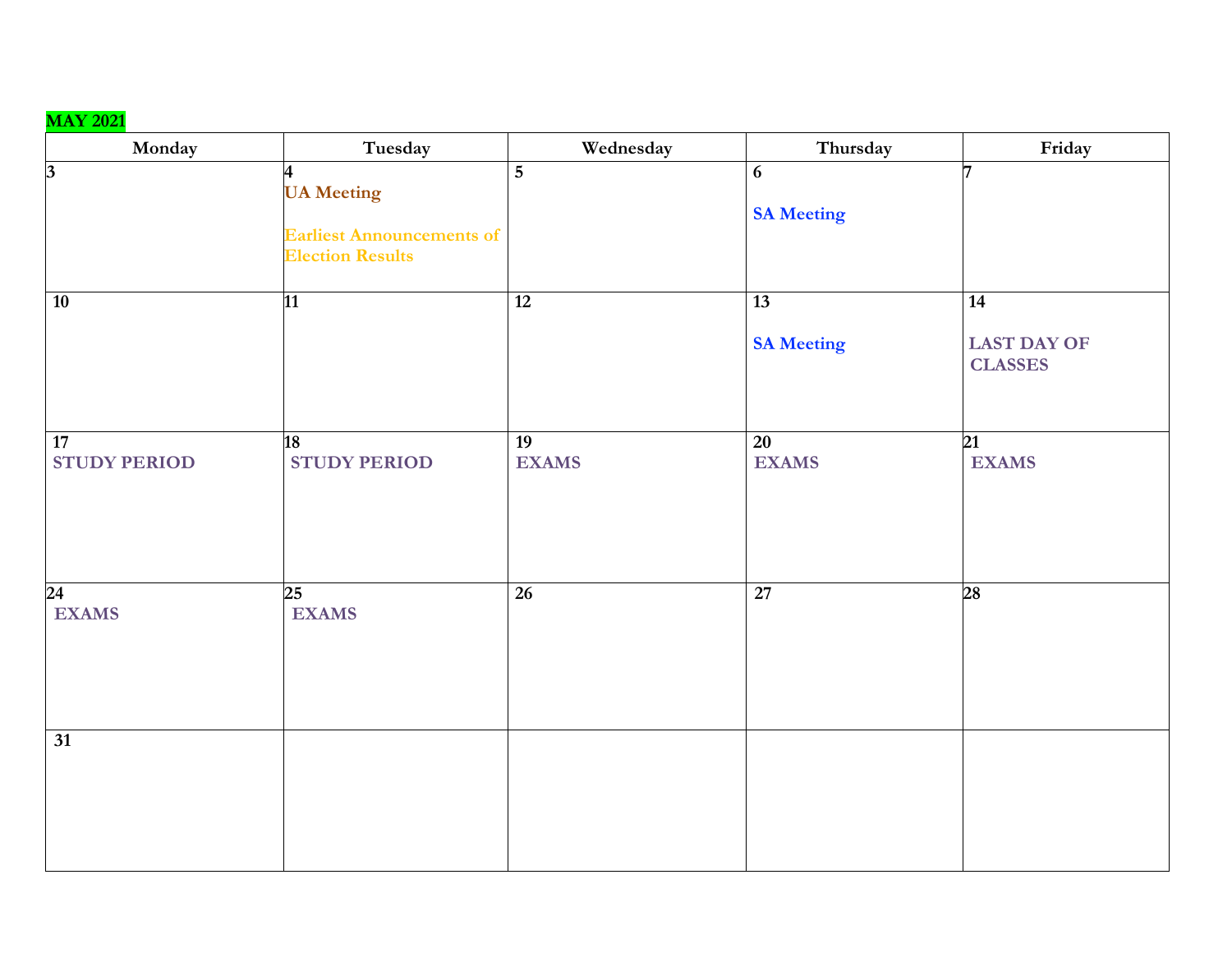**MAY 2021**

| Monday | Tuesday | Wednesday | Thursday | Friday |
| --- | --- | --- | --- | --- |
| 3 | 4<br>UA Meeting<br><br>Earliest Announcements of Election Results | 5 | 6<br><br>SA Meeting | 7 |
| 10 | 11 | 12 | 13<br><br>SA Meeting | 14<br><br>LAST DAY OF CLASSES |
| 17<br>STUDY PERIOD | 18<br>STUDY PERIOD | 19<br>EXAMS | 20<br>EXAMS | 21<br>EXAMS |
| 24<br>EXAMS | 25<br>EXAMS | 26 | 27 | 28 |
| 31 | | | | |